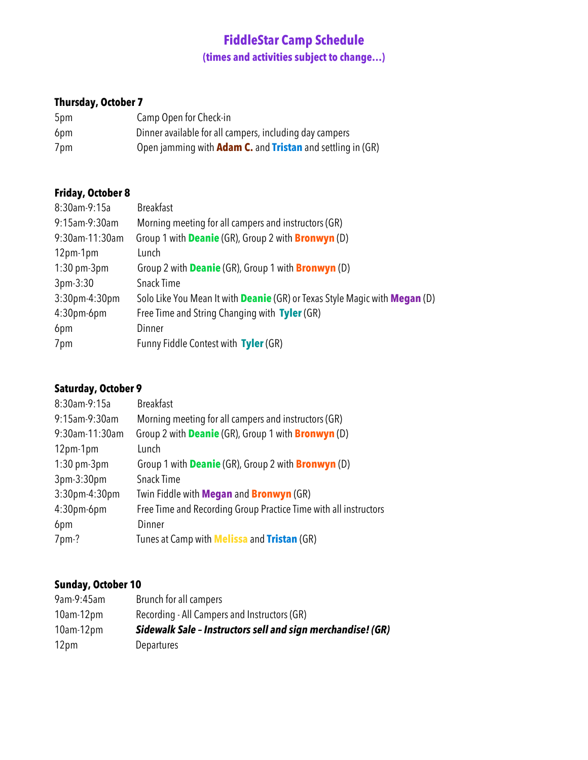# FiddleStar Camp Schedule

**(times and activities subject to change…)**

### Thursday, October 7

| | |
|---|---|
| 5pm | Camp Open for Check-in |
| 6pm | Dinner available for all campers, including day campers |
| 7pm | Open jamming with **Adam C.** and **Tristan** and settling in (GR) |

### Friday, October 8

| | |
|---|---|
| 8:30am-9:15a | Breakfast |
| 9:15am-9:30am | Morning meeting for all campers and instructors (GR) |
| 9:30am-11:30am | Group 1 with **Deanie** (GR), Group 2 with **Bronwyn** (D) |
| 12pm-1pm | Lunch |
| 1:30 pm-3pm | Group 2 with **Deanie** (GR), Group 1 with **Bronwyn** (D) |
| 3pm-3:30 | Snack Time |
| 3:30pm-4:30pm | Solo Like You Mean It with **Deanie** (GR) or Texas Style Magic with **Megan** (D) |
| 4:30pm-6pm | Free Time and String Changing with **Tyler** (GR) |
| 6pm | Dinner |
| 7pm | Funny Fiddle Contest with **Tyler** (GR) |

### Saturday, October 9

| | |
|---|---|
| 8:30am-9:15a | Breakfast |
| 9:15am-9:30am | Morning meeting for all campers and instructors (GR) |
| 9:30am-11:30am | Group 2 with **Deanie** (GR), Group 1 with **Bronwyn** (D) |
| 12pm-1pm | Lunch |
| 1:30 pm-3pm | Group 1 with **Deanie** (GR), Group 2 with **Bronwyn** (D) |
| 3pm-3:30pm | Snack Time |
| 3:30pm-4:30pm | Twin Fiddle with **Megan** and **Bronwyn** (GR) |
| 4:30pm-6pm | Free Time and Recording Group Practice Time with all instructors |
| 6pm | Dinner |
| 7pm-? | Tunes at Camp with **Melissa** and **Tristan** (GR) |

### Sunday, October 10

| | |
|---|---|
| 9am-9:45am | Brunch for all campers |
| 10am-12pm | Recording - All Campers and Instructors (GR) |
| 10am-12pm | ***Sidewalk Sale – Instructors sell and sign merchandise! (GR)*** |
| 12pm | Departures |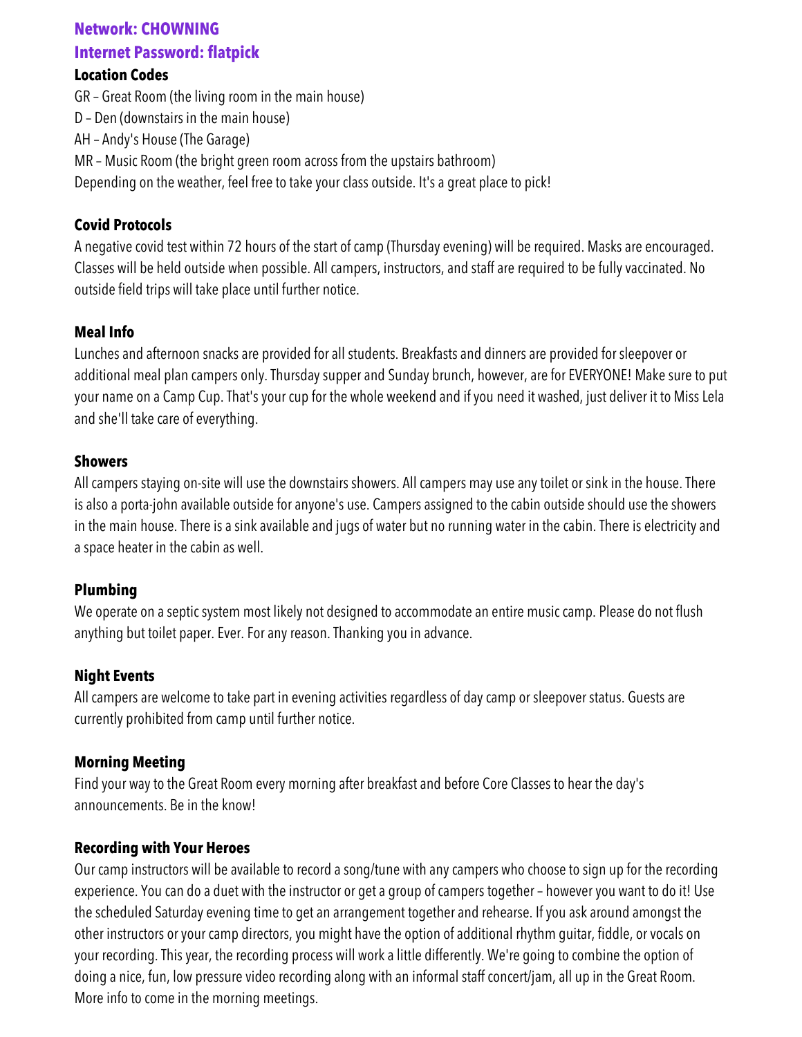**Network: CHOWNING**
**Internet Password: flatpick**

### Location Codes

GR – Great Room (the living room in the main house)
D – Den (downstairs in the main house)
AH – Andy's House (The Garage)
MR – Music Room (the bright green room across from the upstairs bathroom)
Depending on the weather, feel free to take your class outside. It's a great place to pick!

### Covid Protocols

A negative covid test within 72 hours of the start of camp (Thursday evening) will be required. Masks are encouraged. Classes will be held outside when possible. All campers, instructors, and staff are required to be fully vaccinated. No outside field trips will take place until further notice.

### Meal Info

Lunches and afternoon snacks are provided for all students. Breakfasts and dinners are provided for sleepover or additional meal plan campers only. Thursday supper and Sunday brunch, however, are for EVERYONE! Make sure to put your name on a Camp Cup. That's your cup for the whole weekend and if you need it washed, just deliver it to Miss Lela and she'll take care of everything.

### Showers

All campers staying on-site will use the downstairs showers. All campers may use any toilet or sink in the house. There is also a porta-john available outside for anyone's use. Campers assigned to the cabin outside should use the showers in the main house. There is a sink available and jugs of water but no running water in the cabin. There is electricity and a space heater in the cabin as well.

### Plumbing

We operate on a septic system most likely not designed to accommodate an entire music camp. Please do not flush anything but toilet paper. Ever. For any reason. Thanking you in advance.

### Night Events

All campers are welcome to take part in evening activities regardless of day camp or sleepover status. Guests are currently prohibited from camp until further notice.

### Morning Meeting

Find your way to the Great Room every morning after breakfast and before Core Classes to hear the day's announcements. Be in the know!

### Recording with Your Heroes

Our camp instructors will be available to record a song/tune with any campers who choose to sign up for the recording experience. You can do a duet with the instructor or get a group of campers together – however you want to do it! Use the scheduled Saturday evening time to get an arrangement together and rehearse. If you ask around amongst the other instructors or your camp directors, you might have the option of additional rhythm guitar, fiddle, or vocals on your recording. This year, the recording process will work a little differently. We're going to combine the option of doing a nice, fun, low pressure video recording along with an informal staff concert/jam, all up in the Great Room. More info to come in the morning meetings.